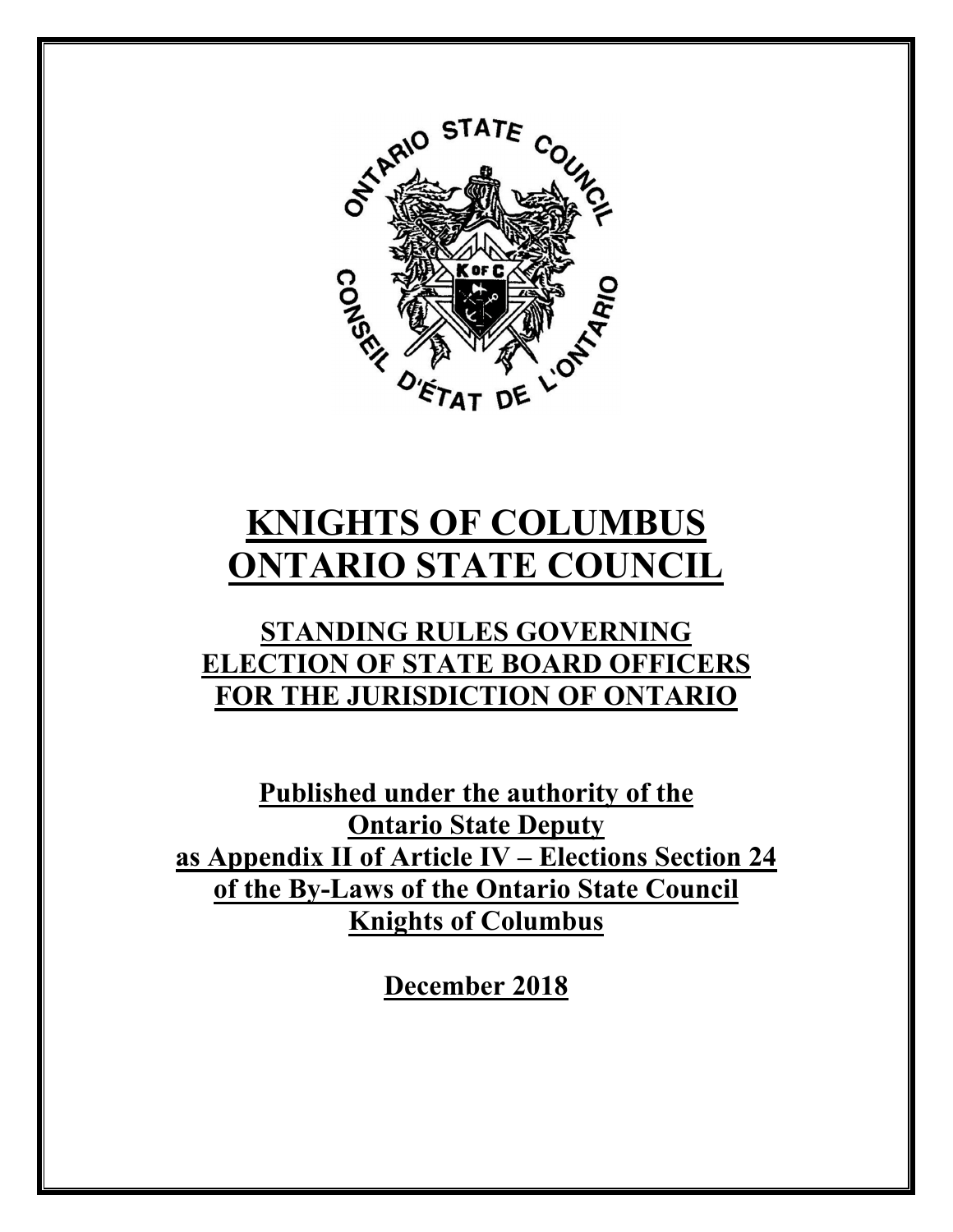# KNIGHTS OF COLUMBUS ONTARIO STATE COUNCIL

## STANDING RULES GOVERNING ELECTION OF STATE BOARD OFFICERS FOR THE JURISDICTION OF ONTARIO

**Published under the authority of the Ontario State Deputy as Appendix II of Article IV – Elections Section 24 of the By-Laws of the Ontario State Council Knights of Columbus**

**December 2018**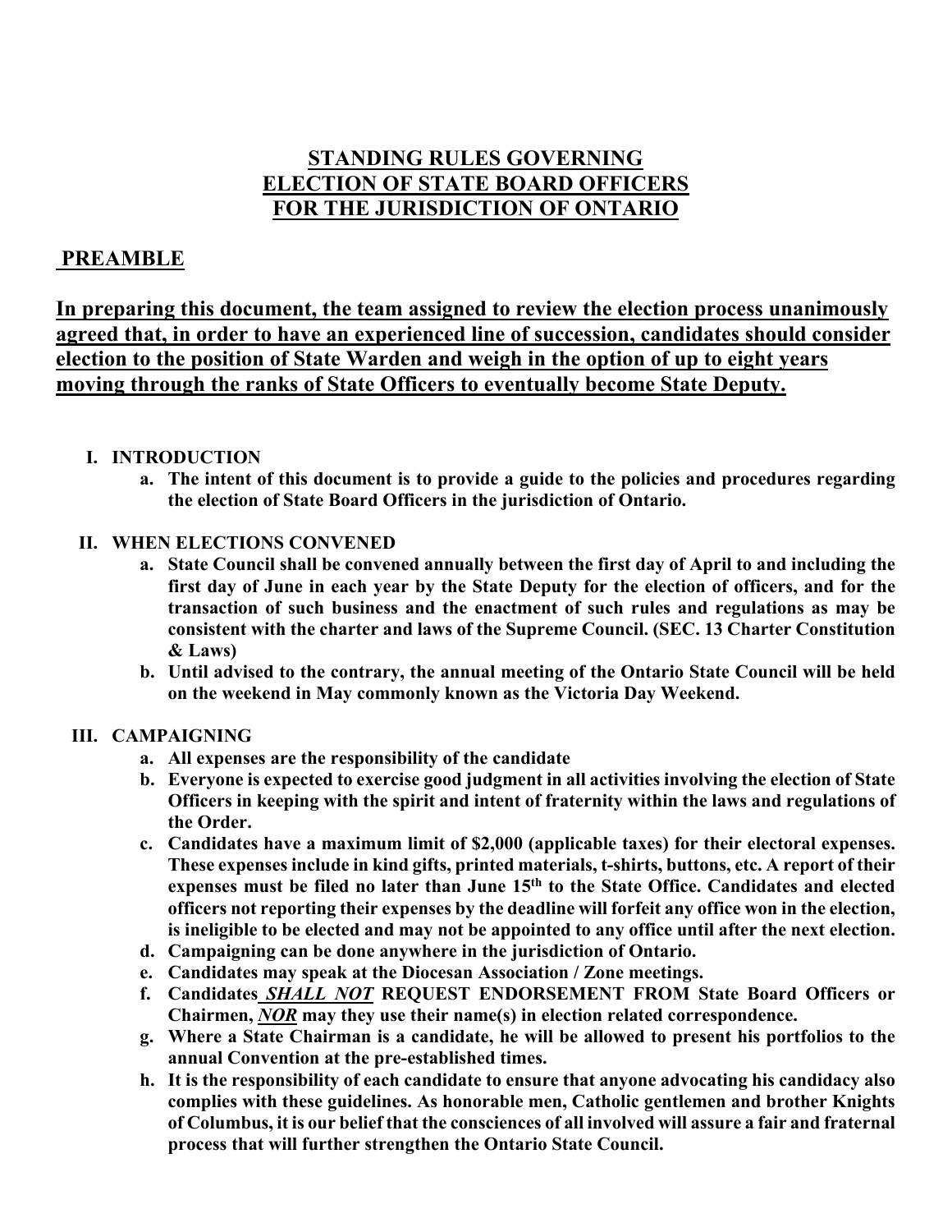# STANDING RULES GOVERNING ELECTION OF STATE BOARD OFFICERS FOR THE JURISDICTION OF ONTARIO

## PREAMBLE

**In preparing this document, the team assigned to review the election process unanimously agreed that, in order to have an experienced line of succession, candidates should consider election to the position of State Warden and weigh in the option of up to eight years moving through the ranks of State Officers to eventually become State Deputy.**

**I. INTRODUCTION**

- **a. The intent of this document is to provide a guide to the policies and procedures regarding the election of State Board Officers in the jurisdiction of Ontario.**

**II. WHEN ELECTIONS CONVENED**

- **a. State Council shall be convened annually between the first day of April to and including the first day of June in each year by the State Deputy for the election of officers, and for the transaction of such business and the enactment of such rules and regulations as may be consistent with the charter and laws of the Supreme Council. (SEC. 13 Charter Constitution & Laws)**
- **b. Until advised to the contrary, the annual meeting of the Ontario State Council will be held on the weekend in May commonly known as the Victoria Day Weekend.**

**III. CAMPAIGNING**

- **a. All expenses are the responsibility of the candidate**
- **b. Everyone is expected to exercise good judgment in all activities involving the election of State Officers in keeping with the spirit and intent of fraternity within the laws and regulations of the Order.**
- **c. Candidates have a maximum limit of $2,000 (applicable taxes) for their electoral expenses. These expenses include in kind gifts, printed materials, t-shirts, buttons, etc. A report of their expenses must be filed no later than June 15th to the State Office. Candidates and elected officers not reporting their expenses by the deadline will forfeit any office won in the election, is ineligible to be elected and may not be appointed to any office until after the next election.**
- **d. Campaigning can be done anywhere in the jurisdiction of Ontario.**
- **e. Candidates may speak at the Diocesan Association / Zone meetings.**
- **f. Candidates *SHALL NOT* REQUEST ENDORSEMENT FROM State Board Officers or Chairmen, *NOR* may they use their name(s) in election related correspondence.**
- **g. Where a State Chairman is a candidate, he will be allowed to present his portfolios to the annual Convention at the pre-established times.**
- **h. It is the responsibility of each candidate to ensure that anyone advocating his candidacy also complies with these guidelines. As honorable men, Catholic gentlemen and brother Knights of Columbus, it is our belief that the consciences of all involved will assure a fair and fraternal process that will further strengthen the Ontario State Council.**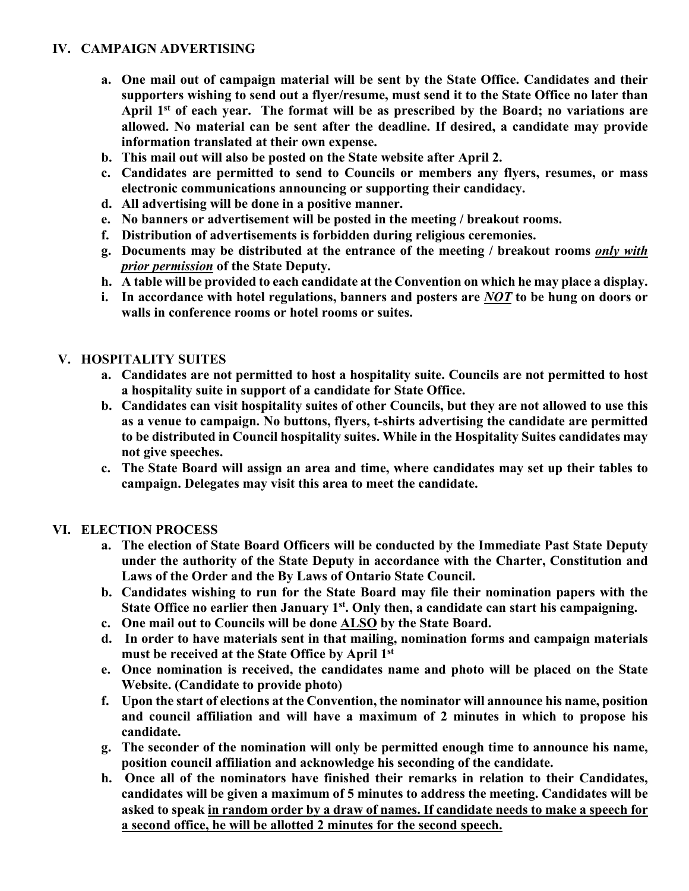## IV. CAMPAIGN ADVERTISING

a. **One mail out of campaign material will be sent by the State Office. Candidates and their supporters wishing to send out a flyer/resume, must send it to the State Office no later than April 1st of each year. The format will be as prescribed by the Board; no variations are allowed. No material can be sent after the deadline. If desired, a candidate may provide information translated at their own expense.**

b. **This mail out will also be posted on the State website after April 2.**

c. **Candidates are permitted to send to Councils or members any flyers, resumes, or mass electronic communications announcing or supporting their candidacy.**

d. **All advertising will be done in a positive manner.**

e. **No banners or advertisement will be posted in the meeting / breakout rooms.**

f. **Distribution of advertisements is forbidden during religious ceremonies.**

g. **Documents may be distributed at the entrance of the meeting / breakout rooms *<u>only with prior permission</u>* of the State Deputy.**

h. **A table will be provided to each candidate at the Convention on which he may place a display.**

i. **In accordance with hotel regulations, banners and posters are *<u>NOT</u>* to be hung on doors or walls in conference rooms or hotel rooms or suites.**

## V. HOSPITALITY SUITES

a. **Candidates are not permitted to host a hospitality suite. Councils are not permitted to host a hospitality suite in support of a candidate for State Office.**

b. **Candidates can visit hospitality suites of other Councils, but they are not allowed to use this as a venue to campaign. No buttons, flyers, t-shirts advertising the candidate are permitted to be distributed in Council hospitality suites. While in the Hospitality Suites candidates may not give speeches.**

c. **The State Board will assign an area and time, where candidates may set up their tables to campaign. Delegates may visit this area to meet the candidate.**

## VI. ELECTION PROCESS

a. **The election of State Board Officers will be conducted by the Immediate Past State Deputy under the authority of the State Deputy in accordance with the Charter, Constitution and Laws of the Order and the By Laws of Ontario State Council.**

b. **Candidates wishing to run for the State Board may file their nomination papers with the State Office no earlier then January 1st. Only then, a candidate can start his campaigning.**

c. **One mail out to Councils will be done <u>ALSO</u> by the State Board.**

d. **In order to have materials sent in that mailing, nomination forms and campaign materials must be received at the State Office by April 1st**

e. **Once nomination is received, the candidates name and photo will be placed on the State Website. (Candidate to provide photo)**

f. **Upon the start of elections at the Convention, the nominator will announce his name, position and council affiliation and will have a maximum of 2 minutes in which to propose his candidate.**

g. **The seconder of the nomination will only be permitted enough time to announce his name, position council affiliation and acknowledge his seconding of the candidate.**

h. **Once all of the nominators have finished their remarks in relation to their Candidates, candidates will be given a maximum of 5 minutes to address the meeting. Candidates will be asked to speak <u>in random order by a draw of names. If candidate needs to make a speech for a second office, he will be allotted 2 minutes for the second speech.</u>**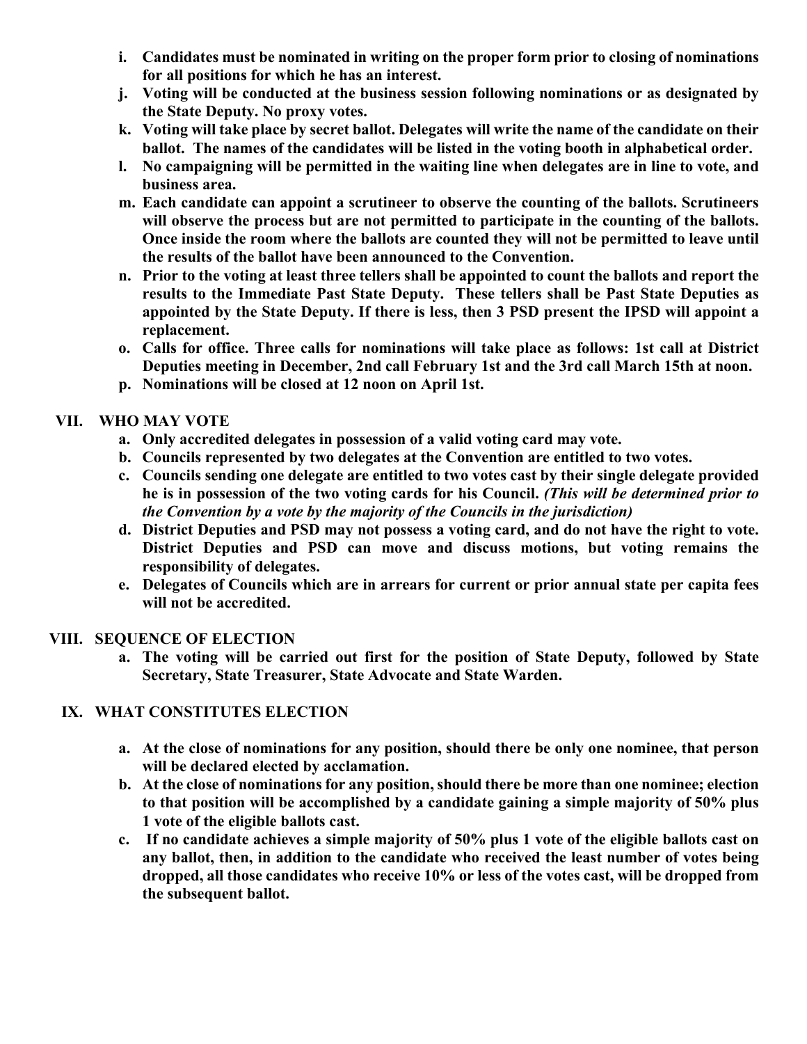i. **Candidates must be nominated in writing on the proper form prior to closing of nominations for all positions for which he has an interest.**
j. **Voting will be conducted at the business session following nominations or as designated by the State Deputy. No proxy votes.**
k. **Voting will take place by secret ballot. Delegates will write the name of the candidate on their ballot. The names of the candidates will be listed in the voting booth in alphabetical order.**
l. **No campaigning will be permitted in the waiting line when delegates are in line to vote, and business area.**
m. **Each candidate can appoint a scrutineer to observe the counting of the ballots. Scrutineers will observe the process but are not permitted to participate in the counting of the ballots. Once inside the room where the ballots are counted they will not be permitted to leave until the results of the ballot have been announced to the Convention.**
n. **Prior to the voting at least three tellers shall be appointed to count the ballots and report the results to the Immediate Past State Deputy. These tellers shall be Past State Deputies as appointed by the State Deputy. If there is less, then 3 PSD present the IPSD will appoint a replacement.**
o. **Calls for office. Three calls for nominations will take place as follows: 1st call at District Deputies meeting in December, 2nd call February 1st and the 3rd call March 15th at noon.**
p. **Nominations will be closed at 12 noon on April 1st.**

## VII. WHO MAY VOTE

a. **Only accredited delegates in possession of a valid voting card may vote.**
b. **Councils represented by two delegates at the Convention are entitled to two votes.**
c. **Councils sending one delegate are entitled to two votes cast by their single delegate provided he is in possession of the two voting cards for his Council.** ***(This will be determined prior to the Convention by a vote by the majority of the Councils in the jurisdiction)***
d. **District Deputies and PSD may not possess a voting card, and do not have the right to vote. District Deputies and PSD can move and discuss motions, but voting remains the responsibility of delegates.**
e. **Delegates of Councils which are in arrears for current or prior annual state per capita fees will not be accredited.**

## VIII. SEQUENCE OF ELECTION

a. **The voting will be carried out first for the position of State Deputy, followed by State Secretary, State Treasurer, State Advocate and State Warden.**

## IX. WHAT CONSTITUTES ELECTION

a. **At the close of nominations for any position, should there be only one nominee, that person will be declared elected by acclamation.**
b. **At the close of nominations for any position, should there be more than one nominee; election to that position will be accomplished by a candidate gaining a simple majority of 50% plus 1 vote of the eligible ballots cast.**
c. **If no candidate achieves a simple majority of 50% plus 1 vote of the eligible ballots cast on any ballot, then, in addition to the candidate who received the least number of votes being dropped, all those candidates who receive 10% or less of the votes cast, will be dropped from the subsequent ballot.**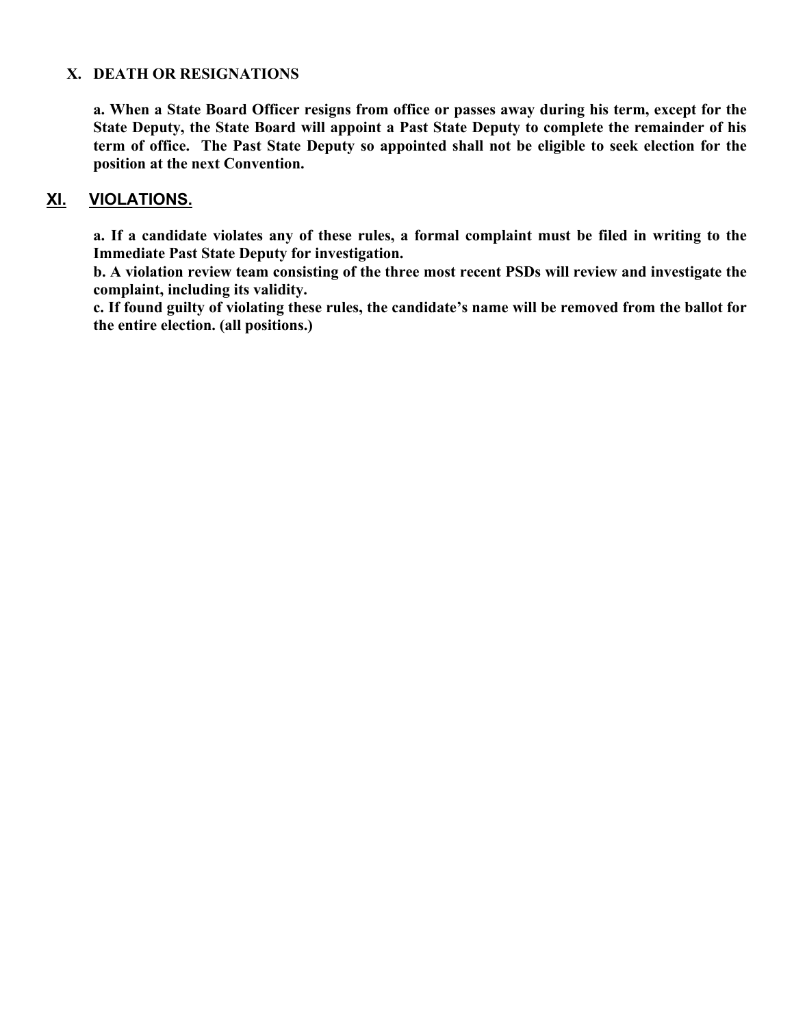## X. DEATH OR RESIGNATIONS

**a. When a State Board Officer resigns from office or passes away during his term, except for the State Deputy, the State Board will appoint a Past State Deputy to complete the remainder of his term of office. The Past State Deputy so appointed shall not be eligible to seek election for the position at the next Convention.**

## XI. VIOLATIONS.

**a. If a candidate violates any of these rules, a formal complaint must be filed in writing to the Immediate Past State Deputy for investigation.**

**b. A violation review team consisting of the three most recent PSDs will review and investigate the complaint, including its validity.**

**c. If found guilty of violating these rules, the candidate's name will be removed from the ballot for the entire election. (all positions.)**